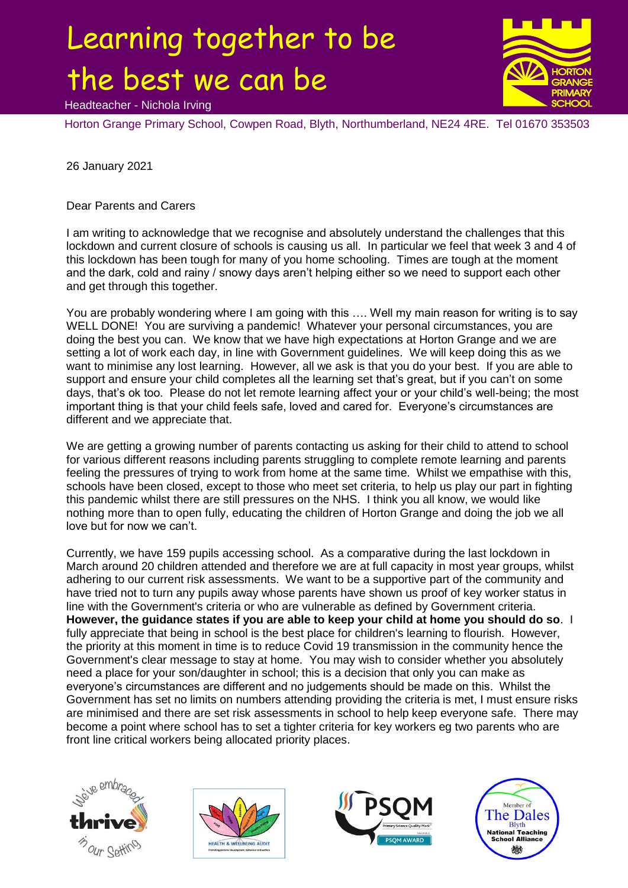# Learning together to be the best we can be

Headteacher - Nichola Irving

Horton Grange Primary School, Cowpen Road, Blyth, Northumberland, NE24 4RE. Tel 01670 353503

26 January 2021

Dear Parents and Carers

I am writing to acknowledge that we recognise and absolutely understand the challenges that this lockdown and current closure of schools is causing us all. In particular we feel that week 3 and 4 of this lockdown has been tough for many of you home schooling. Times are tough at the moment and the dark, cold and rainy / snowy days aren't helping either so we need to support each other and get through this together.

You are probably wondering where I am going with this …. Well my main reason for writing is to say WELL DONE! You are surviving a pandemic! Whatever your personal circumstances, you are doing the best you can. We know that we have high expectations at Horton Grange and we are setting a lot of work each day, in line with Government guidelines. We will keep doing this as we want to minimise any lost learning. However, all we ask is that you do your best. If you are able to support and ensure your child completes all the learning set that's great, but if you can't on some days, that's ok too. Please do not let remote learning affect your or your child's well-being; the most important thing is that your child feels safe, loved and cared for. Everyone's circumstances are different and we appreciate that.

We are getting a growing number of parents contacting us asking for their child to attend to school for various different reasons including parents struggling to complete remote learning and parents feeling the pressures of trying to work from home at the same time. Whilst we empathise with this, schools have been closed, except to those who meet set criteria, to help us play our part in fighting this pandemic whilst there are still pressures on the NHS. I think you all know, we would like nothing more than to open fully, educating the children of Horton Grange and doing the job we all love but for now we can't.

Currently, we have 159 pupils accessing school. As a comparative during the last lockdown in March around 20 children attended and therefore we are at full capacity in most year groups, whilst adhering to our current risk assessments. We want to be a supportive part of the community and have tried not to turn any pupils away whose parents have shown us proof of key worker status in line with the Government's criteria or who are vulnerable as defined by Government criteria. **However, the guidance states if you are able to keep your child at home you should do so**. I fully appreciate that being in school is the best place for children's learning to flourish. However, the priority at this moment in time is to reduce Covid 19 transmission in the community hence the Government's clear message to stay at home. You may wish to consider whether you absolutely need a place for your son/daughter in school; this is a decision that only you can make as everyone's circumstances are different and no judgements should be made on this. Whilst the Government has set no limits on numbers attending providing the criteria is met, I must ensure risks are minimised and there are set risk assessments in school to help keep everyone safe. There may become a point where school has to set a tighter criteria for key workers eg two parents who are front line critical workers being allocated priority places.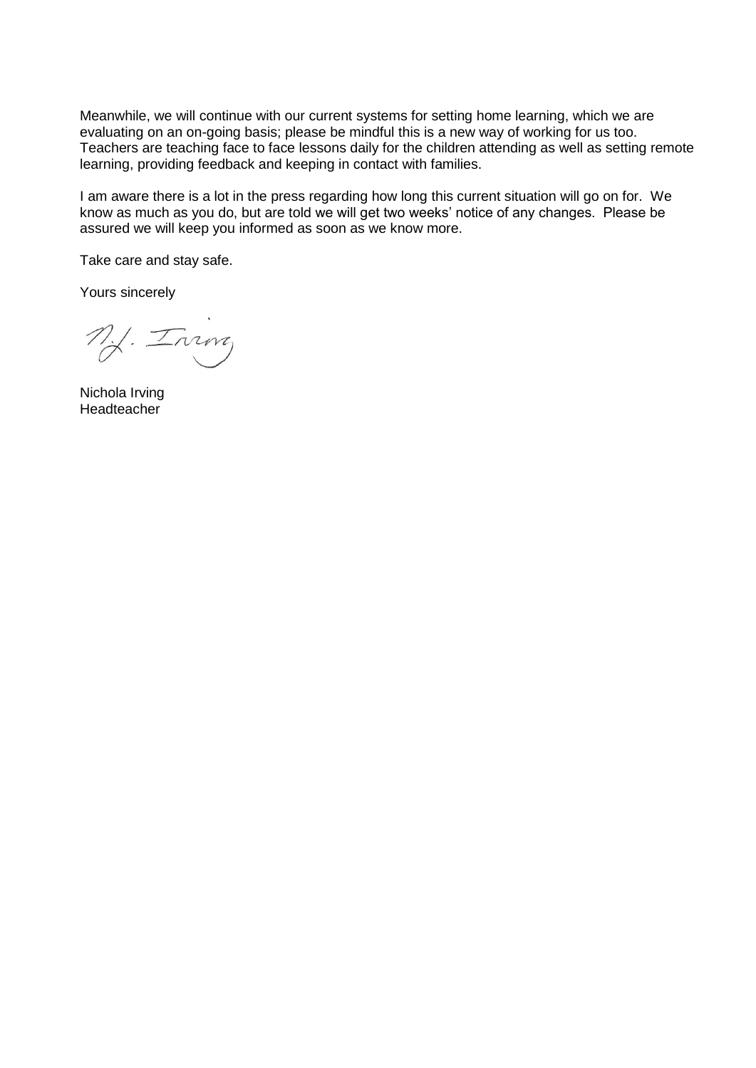Meanwhile, we will continue with our current systems for setting home learning, which we are evaluating on an on-going basis; please be mindful this is a new way of working for us too. Teachers are teaching face to face lessons daily for the children attending as well as setting remote learning, providing feedback and keeping in contact with families.

I am aware there is a lot in the press regarding how long this current situation will go on for. We know as much as you do, but are told we will get two weeks' notice of any changes. Please be assured we will keep you informed as soon as we know more.

Take care and stay safe.

Yours sincerely

N.J. Irving

Nichola Irving
Headteacher